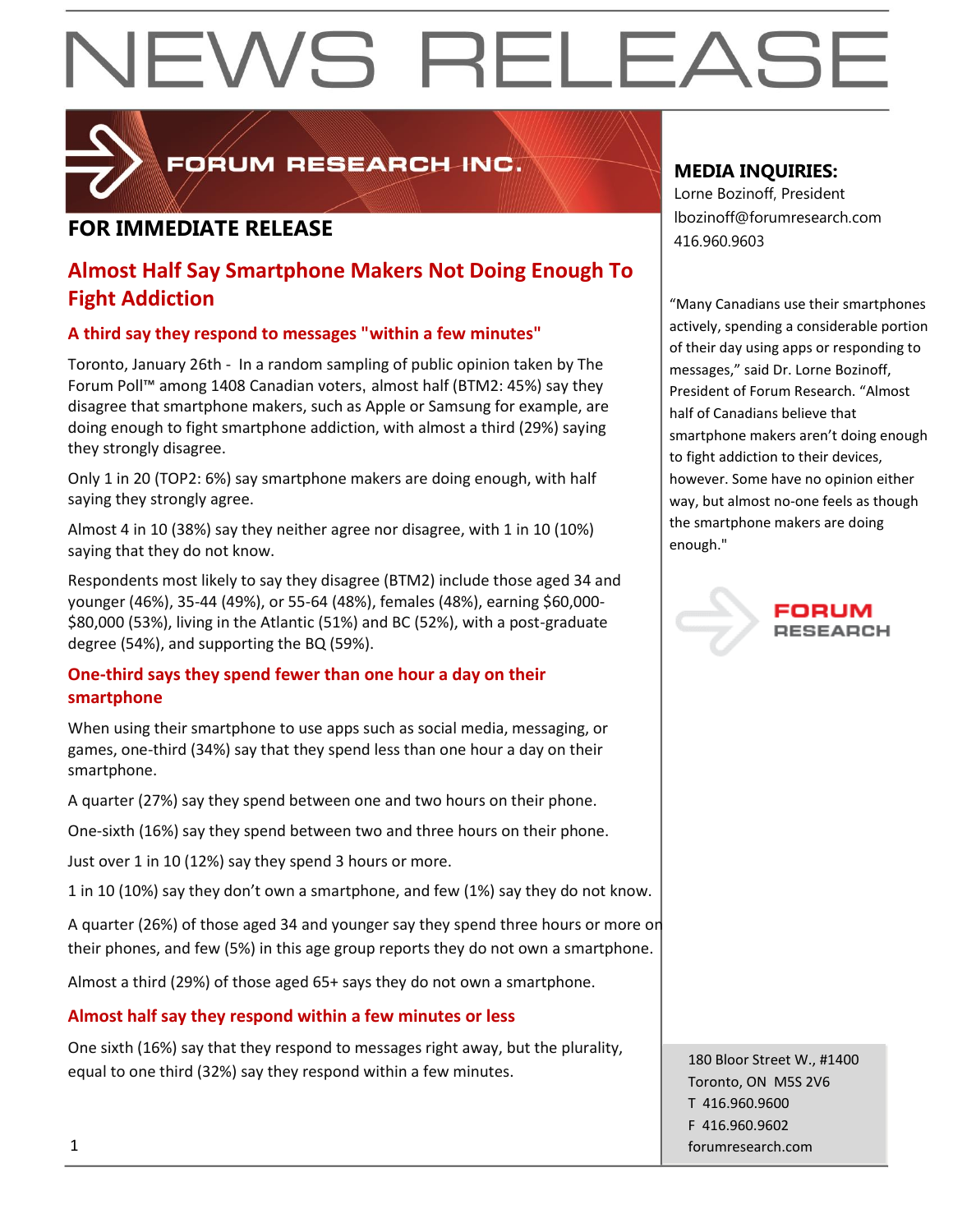# NEWS RELEASE

FORUM RESEARCH INC.

**FOR IMMEDIATE RELEASE**

## Almost Half Say Smartphone Makers Not Doing Enough To Fight Addiction

### A third say they respond to messages "within a few minutes"

Toronto, January 26th - In a random sampling of public opinion taken by The Forum Poll™ among 1408 Canadian voters, almost half (BTM2: 45%) say they disagree that smartphone makers, such as Apple or Samsung for example, are doing enough to fight smartphone addiction, with almost a third (29%) saying they strongly disagree.

Only 1 in 20 (TOP2: 6%) say smartphone makers are doing enough, with half saying they strongly agree.

Almost 4 in 10 (38%) say they neither agree nor disagree, with 1 in 10 (10%) saying that they do not know.

Respondents most likely to say they disagree (BTM2) include those aged 34 and younger (46%), 35-44 (49%), or 55-64 (48%), females (48%), earning $60,000-$80,000 (53%), living in the Atlantic (51%) and BC (52%), with a post-graduate degree (54%), and supporting the BQ (59%).

### One-third says they spend fewer than one hour a day on their smartphone

When using their smartphone to use apps such as social media, messaging, or games, one-third (34%) say that they spend less than one hour a day on their smartphone.

A quarter (27%) say they spend between one and two hours on their phone.

One-sixth (16%) say they spend between two and three hours on their phone.

Just over 1 in 10 (12%) say they spend 3 hours or more.

1 in 10 (10%) say they don't own a smartphone, and few (1%) say they do not know.

A quarter (26%) of those aged 34 and younger say they spend three hours or more on their phones, and few (5%) in this age group reports they do not own a smartphone.

Almost a third (29%) of those aged 65+ says they do not own a smartphone.

### Almost half say they respond within a few minutes or less

One sixth (16%) say that they respond to messages right away, but the plurality, equal to one third (32%) say they respond within a few minutes.

**MEDIA INQUIRIES:**

Lorne Bozinoff, President
lbozinoff@forumresearch.com
416.960.9603

"Many Canadians use their smartphones actively, spending a considerable portion of their day using apps or responding to messages," said Dr. Lorne Bozinoff, President of Forum Research. "Almost half of Canadians believe that smartphone makers aren't doing enough to fight addiction to their devices, however. Some have no opinion either way, but almost no-one feels as though the smartphone makers are doing enough."

FORUM RESEARCH

180 Bloor Street W., #1400
Toronto, ON M5S 2V6
T 416.960.9600
F 416.960.9602
forumresearch.com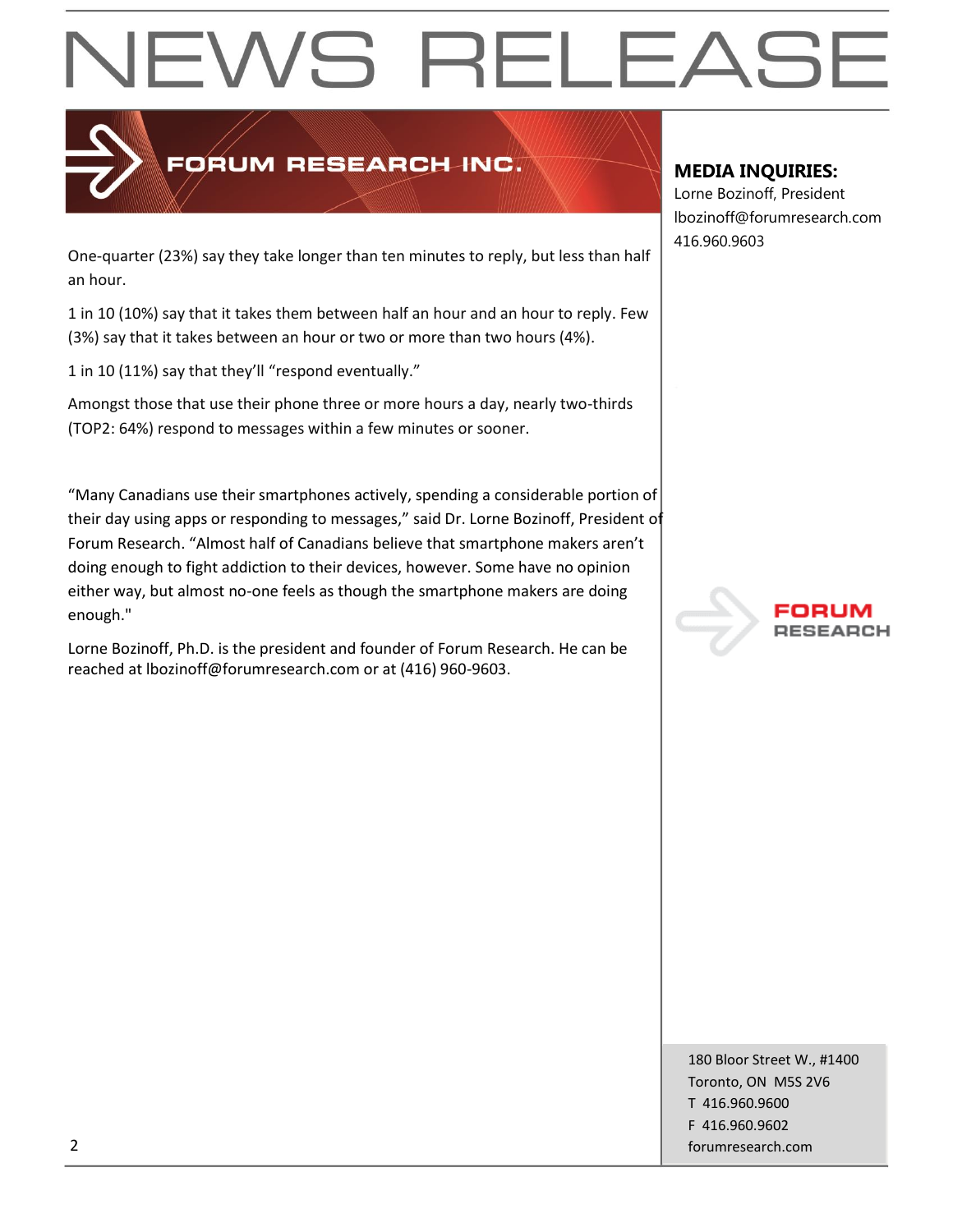One-quarter (23%) say they take longer than ten minutes to reply, but less than half an hour.

1 in 10 (10%) say that it takes them between half an hour and an hour to reply. Few (3%) say that it takes between an hour or two or more than two hours (4%).

1 in 10 (11%) say that they'll "respond eventually."

Amongst those that use their phone three or more hours a day, nearly two-thirds (TOP2: 64%) respond to messages within a few minutes or sooner.

"Many Canadians use their smartphones actively, spending a considerable portion of their day using apps or responding to messages," said Dr. Lorne Bozinoff, President of Forum Research. "Almost half of Canadians believe that smartphone makers aren't doing enough to fight addiction to their devices, however. Some have no opinion either way, but almost no-one feels as though the smartphone makers are doing enough."

Lorne Bozinoff, Ph.D. is the president and founder of Forum Research. He can be reached at lbozinoff@forumresearch.com or at (416) 960-9603.

**MEDIA INQUIRIES:**
Lorne Bozinoff, President
lbozinoff@forumresearch.com
416.960.9603

180 Bloor Street W., #1400
Toronto, ON M5S 2V6
T 416.960.9600
F 416.960.9602
forumresearch.com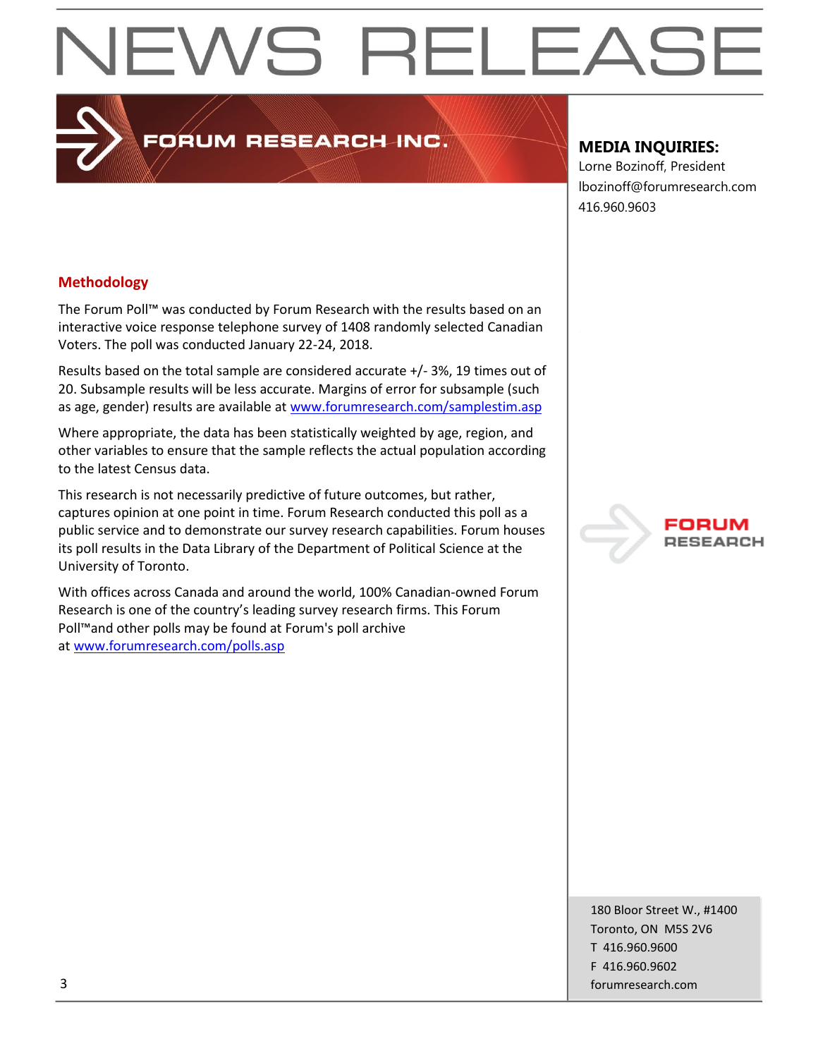# NEWS RELEASE

FORUM RESEARCH INC.

**MEDIA INQUIRIES:**
Lorne Bozinoff, President
lbozinoff@forumresearch.com
416.960.9603

## Methodology

The Forum Poll™ was conducted by Forum Research with the results based on an interactive voice response telephone survey of 1408 randomly selected Canadian Voters. The poll was conducted January 22-24, 2018.

Results based on the total sample are considered accurate +/- 3%, 19 times out of 20. Subsample results will be less accurate. Margins of error for subsample (such as age, gender) results are available at www.forumresearch.com/samplestim.asp

Where appropriate, the data has been statistically weighted by age, region, and other variables to ensure that the sample reflects the actual population according to the latest Census data.

This research is not necessarily predictive of future outcomes, but rather, captures opinion at one point in time. Forum Research conducted this poll as a public service and to demonstrate our survey research capabilities. Forum houses its poll results in the Data Library of the Department of Political Science at the University of Toronto.

With offices across Canada and around the world, 100% Canadian-owned Forum Research is one of the country's leading survey research firms. This Forum Poll™and other polls may be found at Forum's poll archive at www.forumresearch.com/polls.asp

FORUM RESEARCH

180 Bloor Street W., #1400
Toronto, ON M5S 2V6
T 416.960.9600
F 416.960.9602
forumresearch.com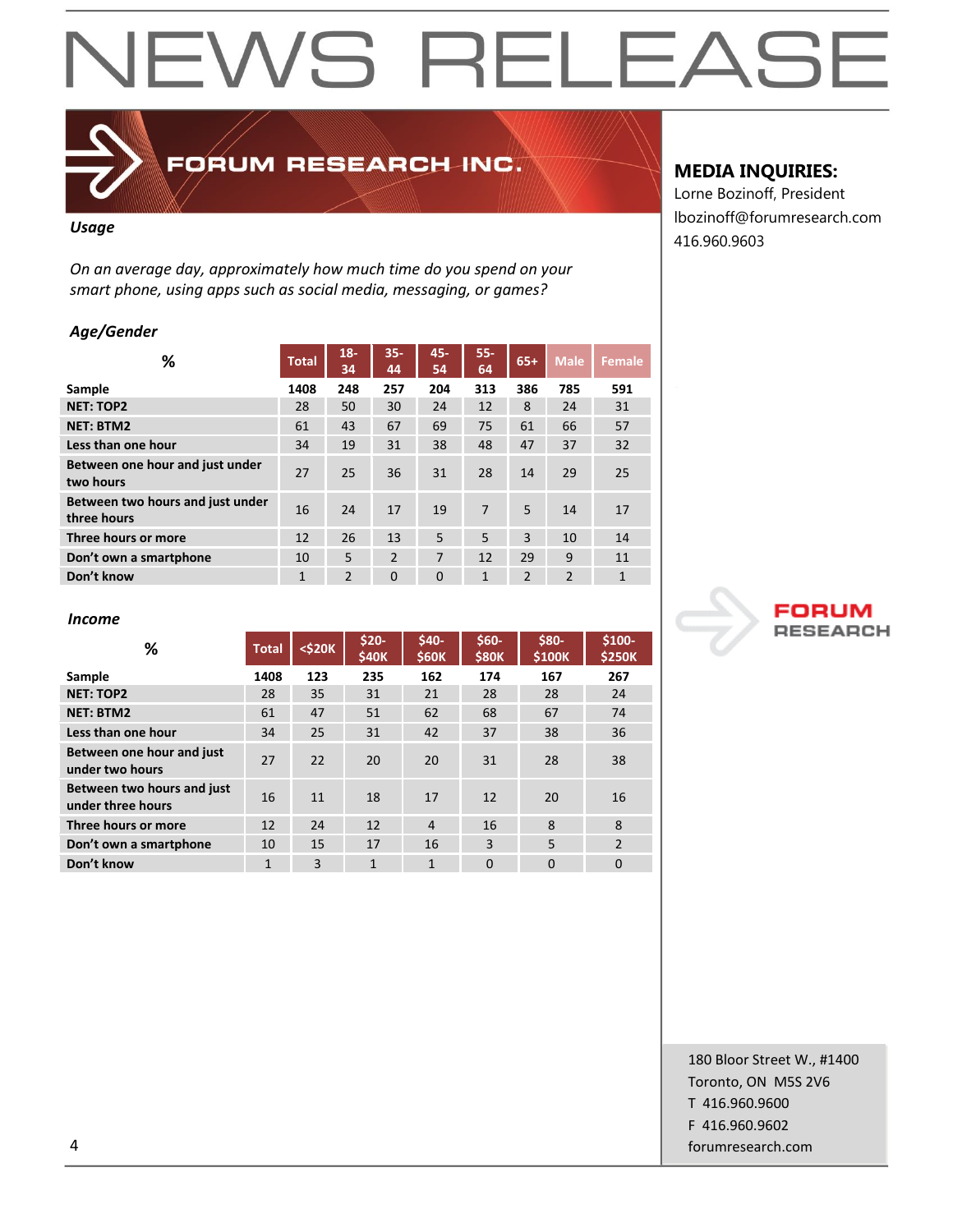# NEWS RELEASE

**FORUM RESEARCH INC.**

**MEDIA INQUIRIES:**
Lorne Bozinoff, President
lbozinoff@forumresearch.com
416.960.9603

***Usage***

*On an average day, approximately how much time do you spend on your smart phone, using apps such as social media, messaging, or games?*

***Age/Gender***

| % | Total | 18-34 | 35-44 | 45-54 | 55-64 | 65+ | Male | Female |
|---|---|---|---|---|---|---|---|---|
| **Sample** | **1408** | **248** | **257** | **204** | **313** | **386** | **785** | **591** |
| **NET: TOP2** | 28 | 50 | 30 | 24 | 12 | 8 | 24 | 31 |
| **NET: BTM2** | 61 | 43 | 67 | 69 | 75 | 61 | 66 | 57 |
| **Less than one hour** | 34 | 19 | 31 | 38 | 48 | 47 | 37 | 32 |
| **Between one hour and just under two hours** | 27 | 25 | 36 | 31 | 28 | 14 | 29 | 25 |
| **Between two hours and just under three hours** | 16 | 24 | 17 | 19 | 7 | 5 | 14 | 17 |
| **Three hours or more** | 12 | 26 | 13 | 5 | 5 | 3 | 10 | 14 |
| **Don't own a smartphone** | 10 | 5 | 2 | 7 | 12 | 29 | 9 | 11 |
| **Don't know** | 1 | 2 | 0 | 0 | 1 | 2 | 2 | 1 |

***Income***

| % | Total | <$20K | $20-$40K | $40-$60K | $60-$80K | $80-$100K | $100-$250K |
|---|---|---|---|---|---|---|---|
| **Sample** | **1408** | **123** | **235** | **162** | **174** | **167** | **267** |
| **NET: TOP2** | 28 | 35 | 31 | 21 | 28 | 28 | 24 |
| **NET: BTM2** | 61 | 47 | 51 | 62 | 68 | 67 | 74 |
| **Less than one hour** | 34 | 25 | 31 | 42 | 37 | 38 | 36 |
| **Between one hour and just under two hours** | 27 | 22 | 20 | 20 | 31 | 28 | 38 |
| **Between two hours and just under three hours** | 16 | 11 | 18 | 17 | 12 | 20 | 16 |
| **Three hours or more** | 12 | 24 | 12 | 4 | 16 | 8 | 8 |
| **Don't own a smartphone** | 10 | 15 | 17 | 16 | 3 | 5 | 2 |
| **Don't know** | 1 | 3 | 1 | 1 | 0 | 0 | 0 |

FORUM RESEARCH

180 Bloor Street W., #1400
Toronto, ON M5S 2V6
T 416.960.9600
F 416.960.9602
forumresearch.com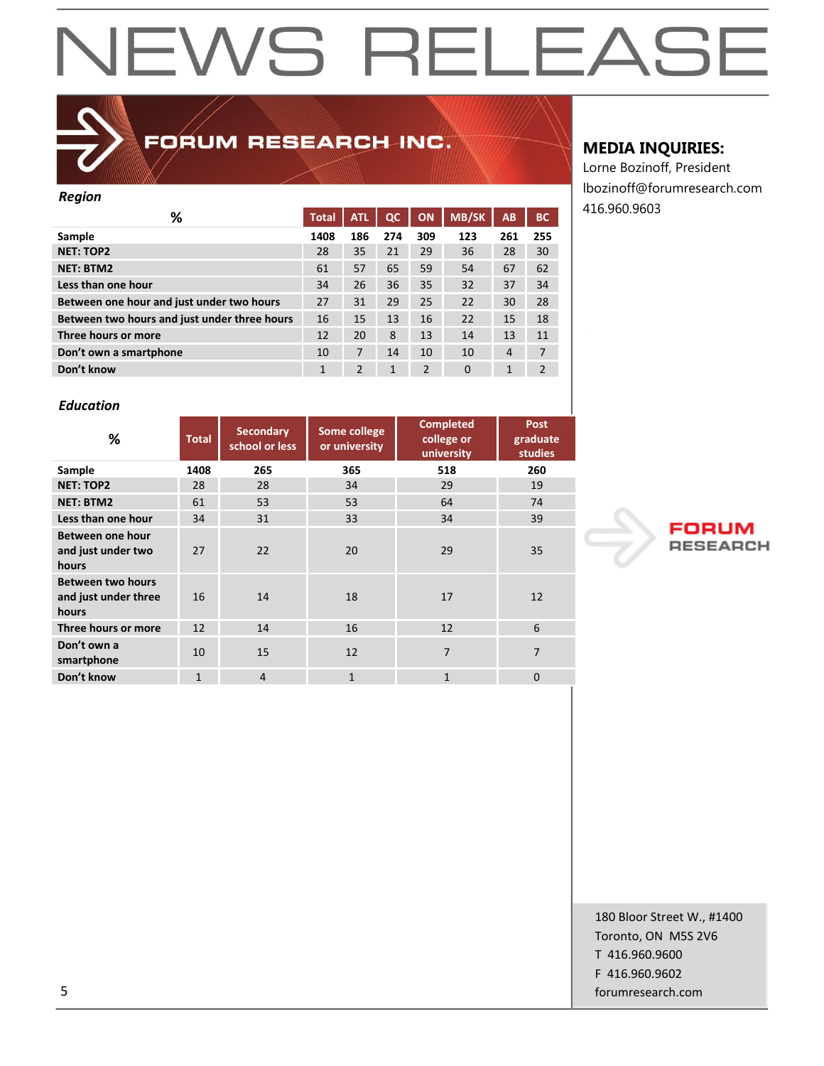# NEWS RELEASE

**FORUM RESEARCH INC.**

**MEDIA INQUIRIES:**
Lorne Bozinoff, President
lbozinoff@forumresearch.com
416.960.9603

***Region***

| % | Total | ATL | QC | ON | MB/SK | AB | BC |
|---|---|---|---|---|---|---|---|
| **Sample** | **1408** | **186** | **274** | **309** | **123** | **261** | **255** |
| **NET: TOP2** | 28 | 35 | 21 | 29 | 36 | 28 | 30 |
| **NET: BTM2** | 61 | 57 | 65 | 59 | 54 | 67 | 62 |
| **Less than one hour** | 34 | 26 | 36 | 35 | 32 | 37 | 34 |
| **Between one hour and just under two hours** | 27 | 31 | 29 | 25 | 22 | 30 | 28 |
| **Between two hours and just under three hours** | 16 | 15 | 13 | 16 | 22 | 15 | 18 |
| **Three hours or more** | 12 | 20 | 8 | 13 | 14 | 13 | 11 |
| **Don't own a smartphone** | 10 | 7 | 14 | 10 | 10 | 4 | 7 |
| **Don't know** | 1 | 2 | 1 | 2 | 0 | 1 | 2 |

***Education***

| % | Total | Secondary school or less | Some college or university | Completed college or university | Post graduate studies |
|---|---|---|---|---|---|
| **Sample** | **1408** | **265** | **365** | **518** | **260** |
| **NET: TOP2** | 28 | 28 | 34 | 29 | 19 |
| **NET: BTM2** | 61 | 53 | 53 | 64 | 74 |
| **Less than one hour** | 34 | 31 | 33 | 34 | 39 |
| **Between one hour and just under two hours** | 27 | 22 | 20 | 29 | 35 |
| **Between two hours and just under three hours** | 16 | 14 | 18 | 17 | 12 |
| **Three hours or more** | 12 | 14 | 16 | 12 | 6 |
| **Don't own a smartphone** | 10 | 15 | 12 | 7 | 7 |
| **Don't know** | 1 | 4 | 1 | 1 | 0 |

FORUM RESEARCH

180 Bloor Street W., #1400
Toronto, ON M5S 2V6
T 416.960.9600
F 416.960.9602
forumresearch.com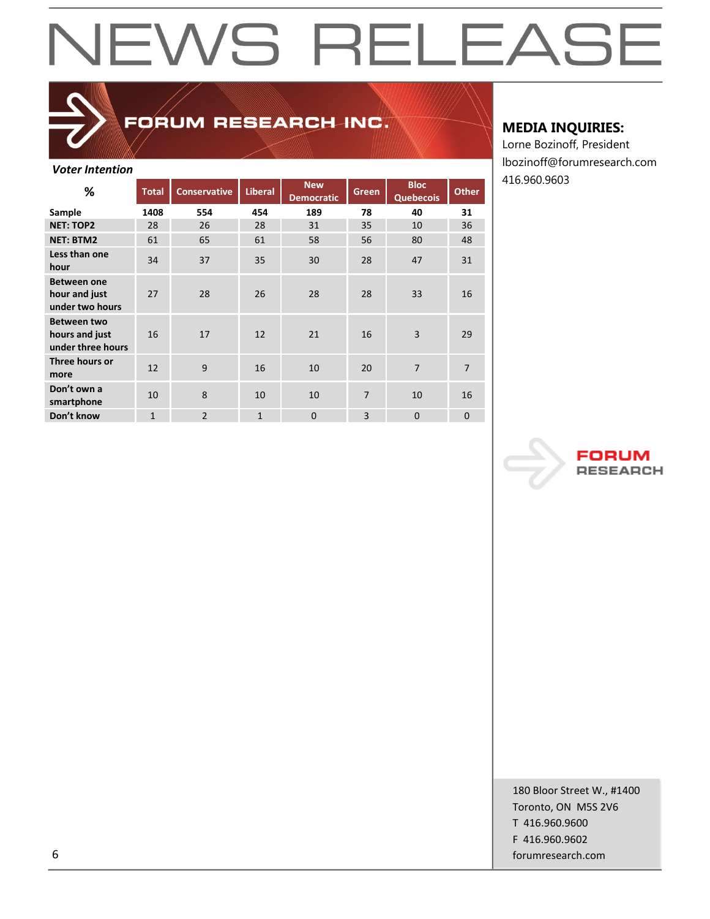# NEWS RELEASE

FORUM RESEARCH INC.

**MEDIA INQUIRIES:**
Lorne Bozinoff, President
lbozinoff@forumresearch.com
416.960.9603

***Voter Intention***

| % | Total | Conservative | Liberal | New Democratic | Green | Bloc Quebecois | Other |
|---|---|---|---|---|---|---|---|
| **Sample** | **1408** | **554** | **454** | **189** | **78** | **40** | **31** |
| **NET: TOP2** | 28 | 26 | 28 | 31 | 35 | 10 | 36 |
| **NET: BTM2** | 61 | 65 | 61 | 58 | 56 | 80 | 48 |
| **Less than one hour** | 34 | 37 | 35 | 30 | 28 | 47 | 31 |
| **Between one hour and just under two hours** | 27 | 28 | 26 | 28 | 28 | 33 | 16 |
| **Between two hours and just under three hours** | 16 | 17 | 12 | 21 | 16 | 3 | 29 |
| **Three hours or more** | 12 | 9 | 16 | 10 | 20 | 7 | 7 |
| **Don't own a smartphone** | 10 | 8 | 10 | 10 | 7 | 10 | 16 |
| **Don't know** | 1 | 2 | 1 | 0 | 3 | 0 | 0 |

FORUM RESEARCH

180 Bloor Street W., #1400
Toronto, ON M5S 2V6
T 416.960.9600
F 416.960.9602
forumresearch.com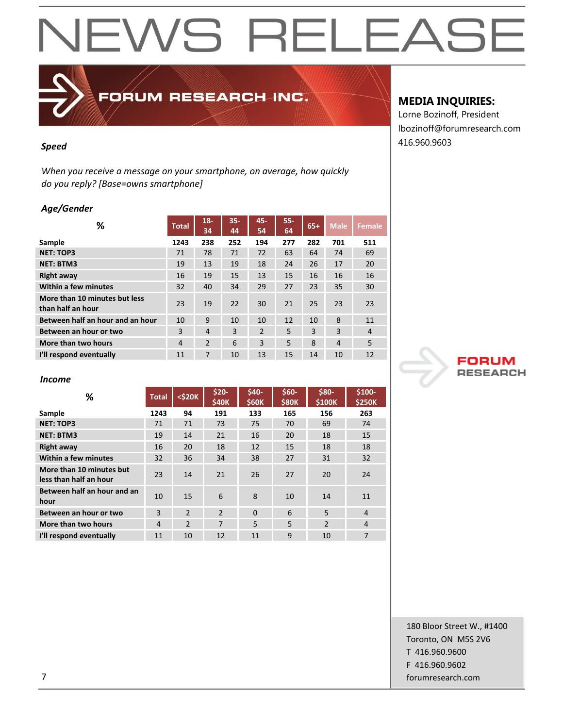# NEWS RELEASE

**FORUM RESEARCH INC.**

**MEDIA INQUIRIES:**
Lorne Bozinoff, President
lbozinoff@forumresearch.com
416.960.9603

***Speed***

*When you receive a message on your smartphone, on average, how quickly do you reply? [Base=owns smartphone]*

***Age/Gender***

| % | Total | 18-34 | 35-44 | 45-54 | 55-64 | 65+ | Male | Female |
|---|---|---|---|---|---|---|---|---|
| **Sample** | **1243** | **238** | **252** | **194** | **277** | **282** | **701** | **511** |
| **NET: TOP3** | 71 | 78 | 71 | 72 | 63 | 64 | 74 | 69 |
| **NET: BTM3** | 19 | 13 | 19 | 18 | 24 | 26 | 17 | 20 |
| **Right away** | 16 | 19 | 15 | 13 | 15 | 16 | 16 | 16 |
| **Within a few minutes** | 32 | 40 | 34 | 29 | 27 | 23 | 35 | 30 |
| **More than 10 minutes but less than half an hour** | 23 | 19 | 22 | 30 | 21 | 25 | 23 | 23 |
| **Between half an hour and an hour** | 10 | 9 | 10 | 10 | 12 | 10 | 8 | 11 |
| **Between an hour or two** | 3 | 4 | 3 | 2 | 5 | 3 | 3 | 4 |
| **More than two hours** | 4 | 2 | 6 | 3 | 5 | 8 | 4 | 5 |
| **I'll respond eventually** | 11 | 7 | 10 | 13 | 15 | 14 | 10 | 12 |

***Income***

| % | Total | <$20K | $20-$40K | $40-$60K | $60-$80K | $80-$100K | $100-$250K |
|---|---|---|---|---|---|---|---|
| **Sample** | **1243** | **94** | **191** | **133** | **165** | **156** | **263** |
| **NET: TOP3** | 71 | 71 | 73 | 75 | 70 | 69 | 74 |
| **NET: BTM3** | 19 | 14 | 21 | 16 | 20 | 18 | 15 |
| **Right away** | 16 | 20 | 18 | 12 | 15 | 18 | 18 |
| **Within a few minutes** | 32 | 36 | 34 | 38 | 27 | 31 | 32 |
| **More than 10 minutes but less than half an hour** | 23 | 14 | 21 | 26 | 27 | 20 | 24 |
| **Between half an hour and an hour** | 10 | 15 | 6 | 8 | 10 | 14 | 11 |
| **Between an hour or two** | 3 | 2 | 2 | 0 | 6 | 5 | 4 |
| **More than two hours** | 4 | 2 | 7 | 5 | 5 | 2 | 4 |
| **I'll respond eventually** | 11 | 10 | 12 | 11 | 9 | 10 | 7 |

FORUM RESEARCH

180 Bloor Street W., #1400
Toronto, ON M5S 2V6
T 416.960.9600
F 416.960.9602
forumresearch.com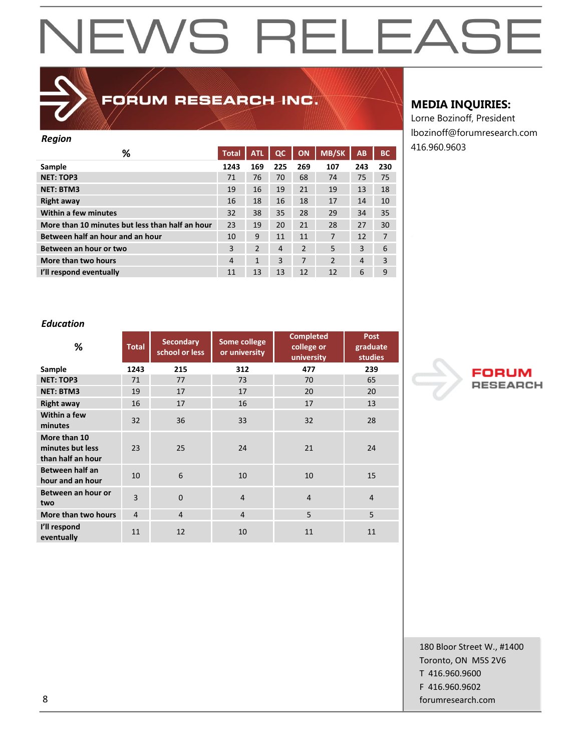# NEWS RELEASE

FORUM RESEARCH INC.

**MEDIA INQUIRIES:**
Lorne Bozinoff, President
lbozinoff@forumresearch.com
416.960.9603

***Region***

| % | Total | ATL | QC | ON | MB/SK | AB | BC |
|---|---|---|---|---|---|---|---|
| **Sample** | **1243** | **169** | **225** | **269** | **107** | **243** | **230** |
| **NET: TOP3** | 71 | 76 | 70 | 68 | 74 | 75 | 75 |
| **NET: BTM3** | 19 | 16 | 19 | 21 | 19 | 13 | 18 |
| **Right away** | 16 | 18 | 16 | 18 | 17 | 14 | 10 |
| **Within a few minutes** | 32 | 38 | 35 | 28 | 29 | 34 | 35 |
| **More than 10 minutes but less than half an hour** | 23 | 19 | 20 | 21 | 28 | 27 | 30 |
| **Between half an hour and an hour** | 10 | 9 | 11 | 11 | 7 | 12 | 7 |
| **Between an hour or two** | 3 | 2 | 4 | 2 | 5 | 3 | 6 |
| **More than two hours** | 4 | 1 | 3 | 7 | 2 | 4 | 3 |
| **I'll respond eventually** | 11 | 13 | 13 | 12 | 12 | 6 | 9 |

***Education***

| % | Total | Secondary school or less | Some college or university | Completed college or university | Post graduate studies |
|---|---|---|---|---|---|
| **Sample** | **1243** | **215** | **312** | **477** | **239** |
| **NET: TOP3** | 71 | 77 | 73 | 70 | 65 |
| **NET: BTM3** | 19 | 17 | 17 | 20 | 20 |
| **Right away** | 16 | 17 | 16 | 17 | 13 |
| **Within a few minutes** | 32 | 36 | 33 | 32 | 28 |
| **More than 10 minutes but less than half an hour** | 23 | 25 | 24 | 21 | 24 |
| **Between half an hour and an hour** | 10 | 6 | 10 | 10 | 15 |
| **Between an hour or two** | 3 | 0 | 4 | 4 | 4 |
| **More than two hours** | 4 | 4 | 4 | 5 | 5 |
| **I'll respond eventually** | 11 | 12 | 10 | 11 | 11 |

FORUM RESEARCH

180 Bloor Street W., #1400
Toronto, ON M5S 2V6
T 416.960.9600
F 416.960.9602
forumresearch.com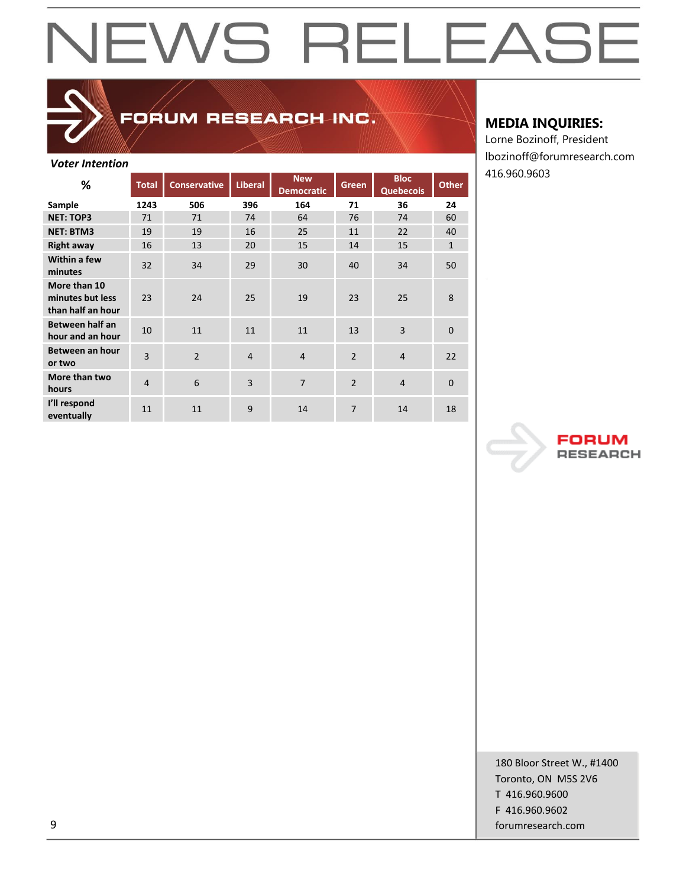# NEWS RELEASE

**FORUM RESEARCH INC.**

**MEDIA INQUIRIES:**
Lorne Bozinoff, President
lbozinoff@forumresearch.com
416.960.9603

***Voter Intention***

| % | Total | Conservative | Liberal | New Democratic | Green | Bloc Quebecois | Other |
|---|---|---|---|---|---|---|---|
| **Sample** | **1243** | **506** | **396** | **164** | **71** | **36** | **24** |
| **NET: TOP3** | 71 | 71 | 74 | 64 | 76 | 74 | 60 |
| **NET: BTM3** | 19 | 19 | 16 | 25 | 11 | 22 | 40 |
| **Right away** | 16 | 13 | 20 | 15 | 14 | 15 | 1 |
| **Within a few minutes** | 32 | 34 | 29 | 30 | 40 | 34 | 50 |
| **More than 10 minutes but less than half an hour** | 23 | 24 | 25 | 19 | 23 | 25 | 8 |
| **Between half an hour and an hour** | 10 | 11 | 11 | 11 | 13 | 3 | 0 |
| **Between an hour or two** | 3 | 2 | 4 | 4 | 2 | 4 | 22 |
| **More than two hours** | 4 | 6 | 3 | 7 | 2 | 4 | 0 |
| **I'll respond eventually** | 11 | 11 | 9 | 14 | 7 | 14 | 18 |

FORUM RESEARCH

180 Bloor Street W., #1400
Toronto, ON M5S 2V6
T 416.960.9600
F 416.960.9602
forumresearch.com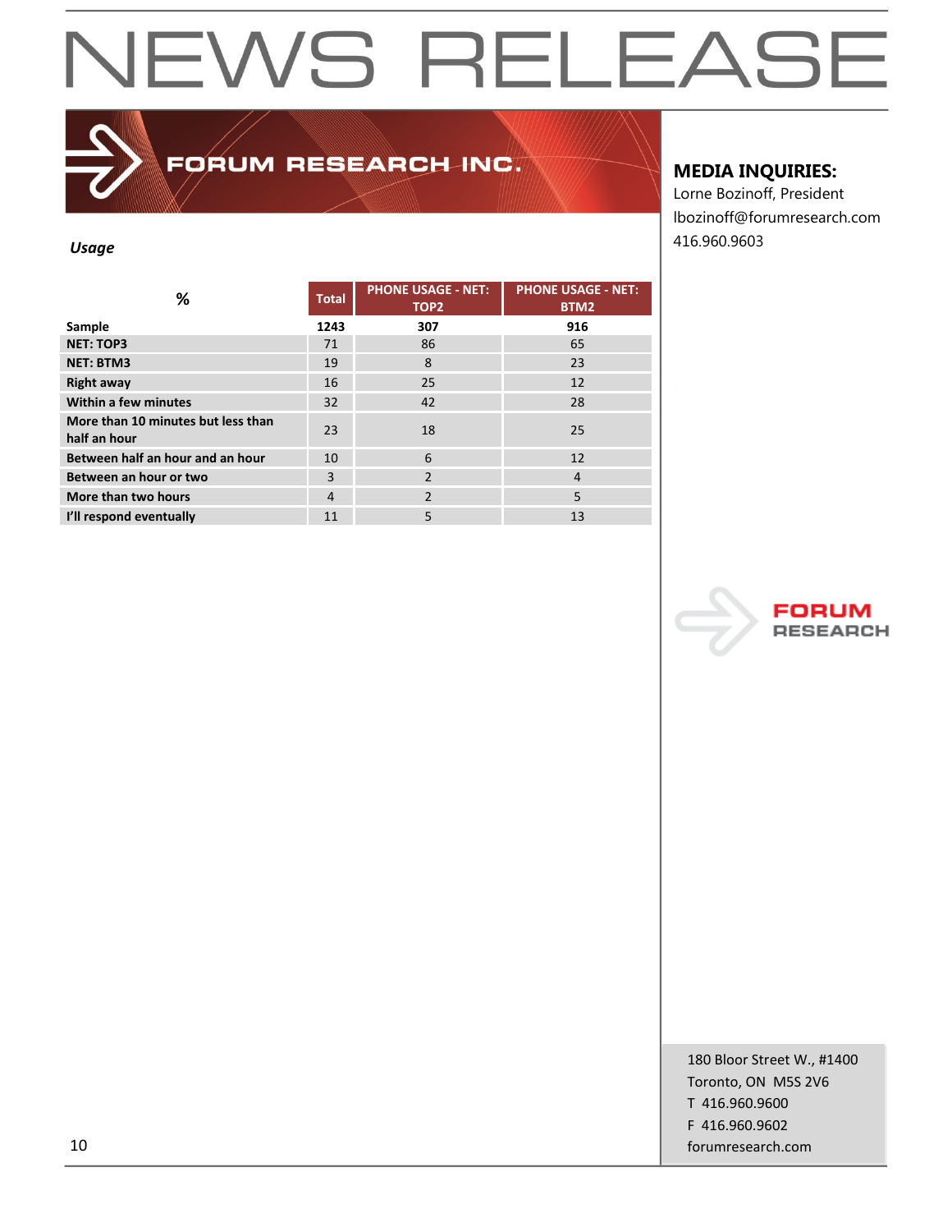# NEWS RELEASE

FORUM RESEARCH INC.

**MEDIA INQUIRIES:**
Lorne Bozinoff, President
lbozinoff@forumresearch.com
416.960.9603

***Usage***

| % | Total | PHONE USAGE - NET: TOP2 | PHONE USAGE - NET: BTM2 |
|---|---|---|---|
| **Sample** | **1243** | **307** | **916** |
| **NET: TOP3** | 71 | 86 | 65 |
| **NET: BTM3** | 19 | 8 | 23 |
| **Right away** | 16 | 25 | 12 |
| **Within a few minutes** | 32 | 42 | 28 |
| **More than 10 minutes but less than half an hour** | 23 | 18 | 25 |
| **Between half an hour and an hour** | 10 | 6 | 12 |
| **Between an hour or two** | 3 | 2 | 4 |
| **More than two hours** | 4 | 2 | 5 |
| **I'll respond eventually** | 11 | 5 | 13 |

FORUM RESEARCH

180 Bloor Street W., #1400
Toronto, ON M5S 2V6
T 416.960.9600
F 416.960.9602
forumresearch.com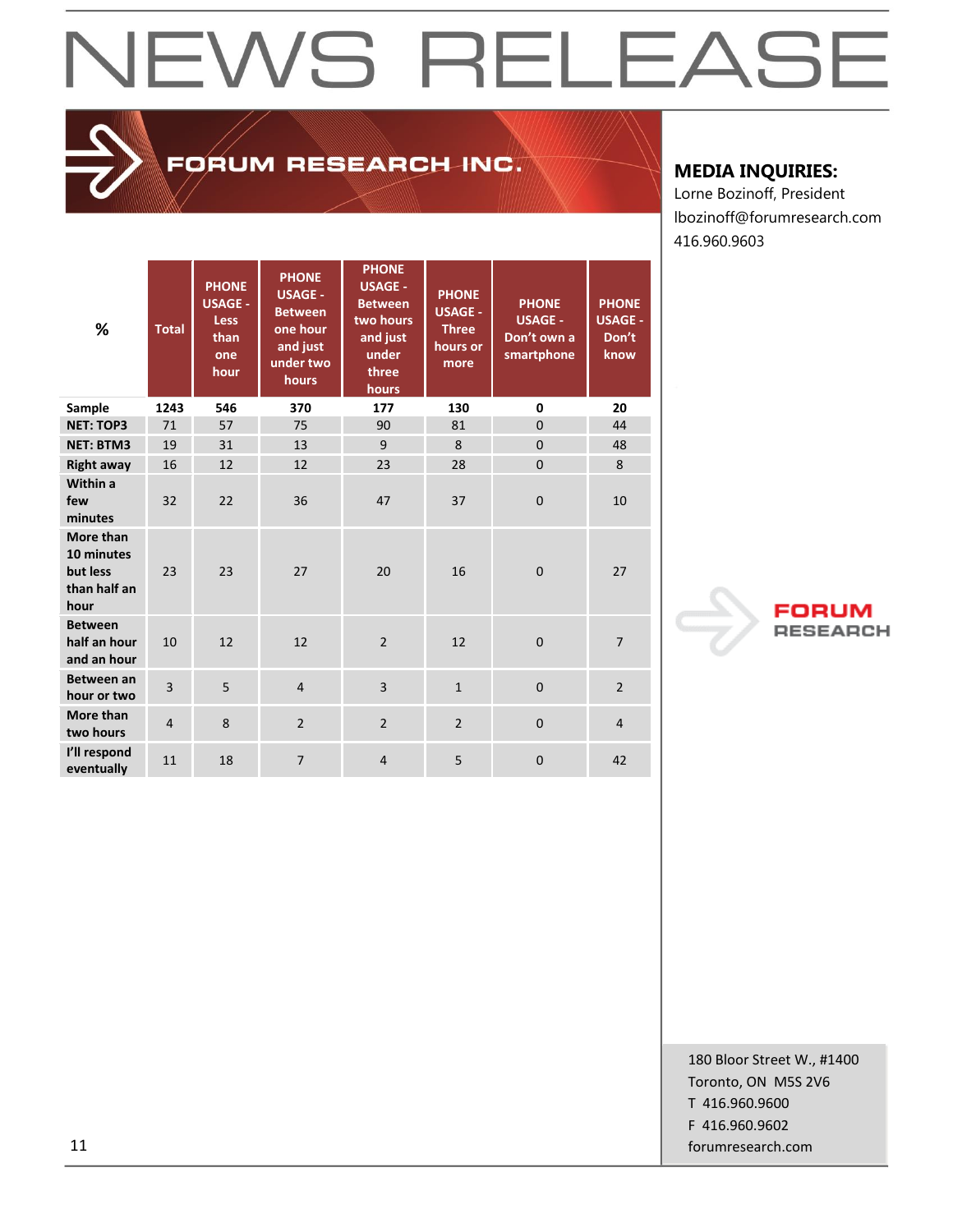# NEWS RELEASE

FORUM RESEARCH INC.

**MEDIA INQUIRIES:**
Lorne Bozinoff, President
lbozinoff@forumresearch.com
416.960.9603

| % | Total | PHONE USAGE - Less than one hour | PHONE USAGE - Between one hour and just under two hours | PHONE USAGE - Between two hours and just under three hours | PHONE USAGE - Three hours or more | PHONE USAGE - Don't own a smartphone | PHONE USAGE - Don't know |
|---|---|---|---|---|---|---|---|
| **Sample** | **1243** | **546** | **370** | **177** | **130** | **0** | **20** |
| **NET: TOP3** | 71 | 57 | 75 | 90 | 81 | 0 | 44 |
| **NET: BTM3** | 19 | 31 | 13 | 9 | 8 | 0 | 48 |
| **Right away** | 16 | 12 | 12 | 23 | 28 | 0 | 8 |
| **Within a few minutes** | 32 | 22 | 36 | 47 | 37 | 0 | 10 |
| **More than 10 minutes but less than half an hour** | 23 | 23 | 27 | 20 | 16 | 0 | 27 |
| **Between half an hour and an hour** | 10 | 12 | 12 | 2 | 12 | 0 | 7 |
| **Between an hour or two** | 3 | 5 | 4 | 3 | 1 | 0 | 2 |
| **More than two hours** | 4 | 8 | 2 | 2 | 2 | 0 | 4 |
| **I'll respond eventually** | 11 | 18 | 7 | 4 | 5 | 0 | 42 |

FORUM RESEARCH

180 Bloor Street W., #1400
Toronto, ON M5S 2V6
T 416.960.9600
F 416.960.9602
forumresearch.com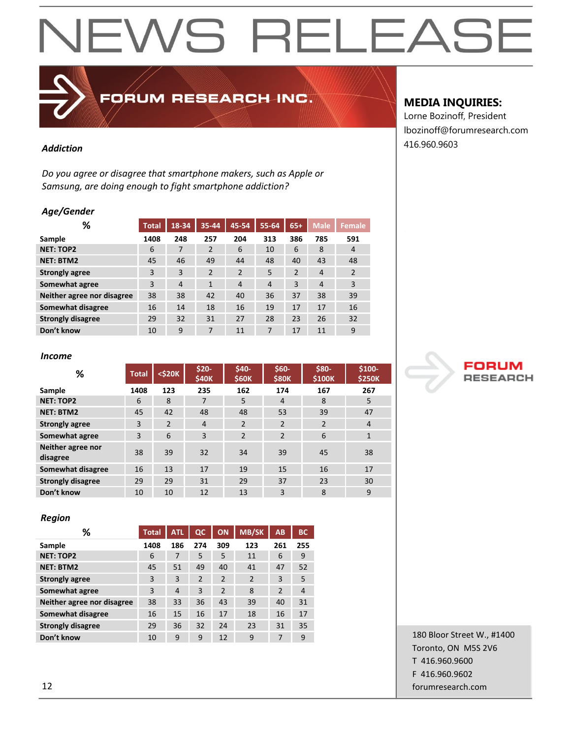# NEWS RELEASE

**FORUM RESEARCH INC.**

**MEDIA INQUIRIES:**
Lorne Bozinoff, President
lbozinoff@forumresearch.com
416.960.9603

***Addiction***

*Do you agree or disagree that smartphone makers, such as Apple or Samsung, are doing enough to fight smartphone addiction?*

***Age/Gender***

| % | Total | 18-34 | 35-44 | 45-54 | 55-64 | 65+ | Male | Female |
|---|---|---|---|---|---|---|---|---|
| **Sample** | **1408** | **248** | **257** | **204** | **313** | **386** | **785** | **591** |
| **NET: TOP2** | 6 | 7 | 2 | 6 | 10 | 6 | 8 | 4 |
| **NET: BTM2** | 45 | 46 | 49 | 44 | 48 | 40 | 43 | 48 |
| **Strongly agree** | 3 | 3 | 2 | 2 | 5 | 2 | 4 | 2 |
| **Somewhat agree** | 3 | 4 | 1 | 4 | 4 | 3 | 4 | 3 |
| **Neither agree nor disagree** | 38 | 38 | 42 | 40 | 36 | 37 | 38 | 39 |
| **Somewhat disagree** | 16 | 14 | 18 | 16 | 19 | 17 | 17 | 16 |
| **Strongly disagree** | 29 | 32 | 31 | 27 | 28 | 23 | 26 | 32 |
| **Don't know** | 10 | 9 | 7 | 11 | 7 | 17 | 11 | 9 |

***Income***

| % | Total | <$20K | $20-$40K | $40-$60K | $60-$80K | $80-$100K | $100-$250K |
|---|---|---|---|---|---|---|---|
| **Sample** | **1408** | **123** | **235** | **162** | **174** | **167** | **267** |
| **NET: TOP2** | 6 | 8 | 7 | 5 | 4 | 8 | 5 |
| **NET: BTM2** | 45 | 42 | 48 | 48 | 53 | 39 | 47 |
| **Strongly agree** | 3 | 2 | 4 | 2 | 2 | 2 | 4 |
| **Somewhat agree** | 3 | 6 | 3 | 2 | 2 | 6 | 1 |
| **Neither agree nor disagree** | 38 | 39 | 32 | 34 | 39 | 45 | 38 |
| **Somewhat disagree** | 16 | 13 | 17 | 19 | 15 | 16 | 17 |
| **Strongly disagree** | 29 | 29 | 31 | 29 | 37 | 23 | 30 |
| **Don't know** | 10 | 10 | 12 | 13 | 3 | 8 | 9 |

***Region***

| % | Total | ATL | QC | ON | MB/SK | AB | BC |
|---|---|---|---|---|---|---|---|
| **Sample** | **1408** | **186** | **274** | **309** | **123** | **261** | **255** |
| **NET: TOP2** | 6 | 7 | 5 | 5 | 11 | 6 | 9 |
| **NET: BTM2** | 45 | 51 | 49 | 40 | 41 | 47 | 52 |
| **Strongly agree** | 3 | 3 | 2 | 2 | 2 | 3 | 5 |
| **Somewhat agree** | 3 | 4 | 3 | 2 | 8 | 2 | 4 |
| **Neither agree nor disagree** | 38 | 33 | 36 | 43 | 39 | 40 | 31 |
| **Somewhat disagree** | 16 | 15 | 16 | 17 | 18 | 16 | 17 |
| **Strongly disagree** | 29 | 36 | 32 | 24 | 23 | 31 | 35 |
| **Don't know** | 10 | 9 | 9 | 12 | 9 | 7 | 9 |

FORUM RESEARCH

180 Bloor Street W., #1400
Toronto, ON M5S 2V6
T 416.960.9600
F 416.960.9602
forumresearch.com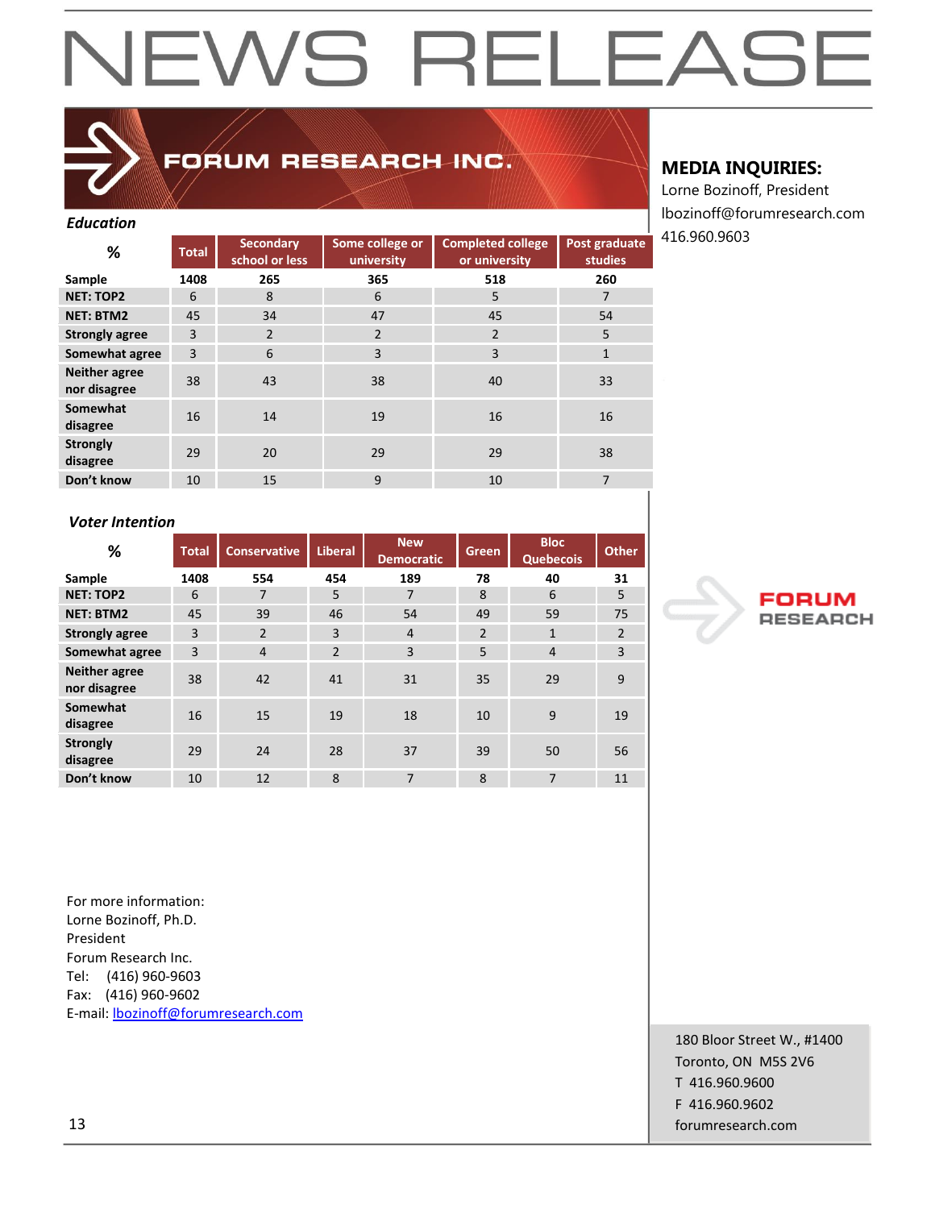# NEWS RELEASE

FORUM RESEARCH INC.

**MEDIA INQUIRIES:**
Lorne Bozinoff, President
lbozinoff@forumresearch.com
416.960.9603

***Education***

| % | Total | Secondary school or less | Some college or university | Completed college or university | Post graduate studies |
|---|---|---|---|---|---|
| **Sample** | **1408** | **265** | **365** | **518** | **260** |
| **NET: TOP2** | 6 | 8 | 6 | 5 | 7 |
| **NET: BTM2** | 45 | 34 | 47 | 45 | 54 |
| **Strongly agree** | 3 | 2 | 2 | 2 | 5 |
| **Somewhat agree** | 3 | 6 | 3 | 3 | 1 |
| **Neither agree nor disagree** | 38 | 43 | 38 | 40 | 33 |
| **Somewhat disagree** | 16 | 14 | 19 | 16 | 16 |
| **Strongly disagree** | 29 | 20 | 29 | 29 | 38 |
| **Don't know** | 10 | 15 | 9 | 10 | 7 |

***Voter Intention***

| % | Total | Conservative | Liberal | New Democratic | Green | Bloc Quebecois | Other |
|---|---|---|---|---|---|---|---|
| **Sample** | **1408** | **554** | **454** | **189** | **78** | **40** | **31** |
| **NET: TOP2** | 6 | 7 | 5 | 7 | 8 | 6 | 5 |
| **NET: BTM2** | 45 | 39 | 46 | 54 | 49 | 59 | 75 |
| **Strongly agree** | 3 | 2 | 3 | 4 | 2 | 1 | 2 |
| **Somewhat agree** | 3 | 4 | 2 | 3 | 5 | 4 | 3 |
| **Neither agree nor disagree** | 38 | 42 | 41 | 31 | 35 | 29 | 9 |
| **Somewhat disagree** | 16 | 15 | 19 | 18 | 10 | 9 | 19 |
| **Strongly disagree** | 29 | 24 | 28 | 37 | 39 | 50 | 56 |
| **Don't know** | 10 | 12 | 8 | 7 | 8 | 7 | 11 |

FORUM RESEARCH

For more information:
Lorne Bozinoff, Ph.D.
President
Forum Research Inc.
Tel: (416) 960-9603
Fax: (416) 960-9602
E-mail: lbozinoff@forumresearch.com

180 Bloor Street W., #1400
Toronto, ON M5S 2V6
T 416.960.9600
F 416.960.9602
forumresearch.com